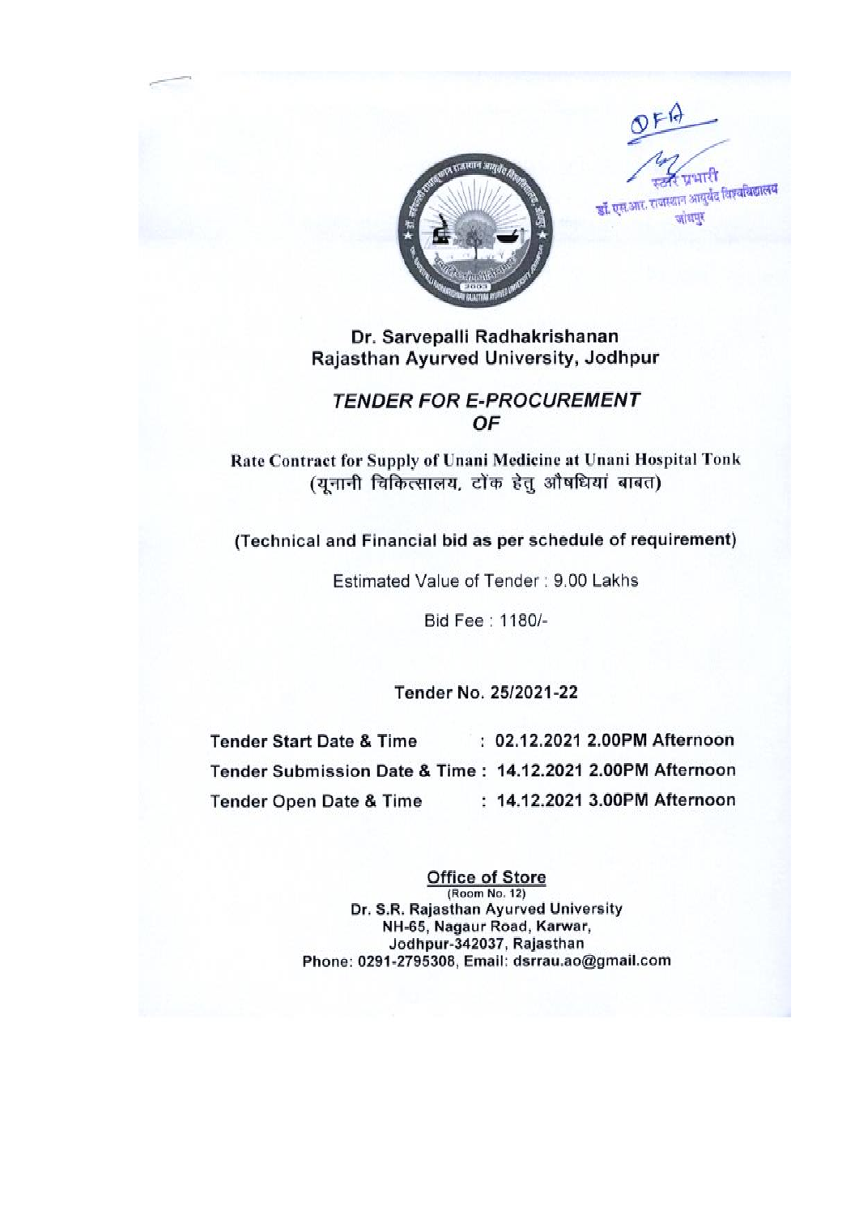OFA

स्टोर प्रभारी
डॉ. एस.आर. राजस्थान आयुर्वेद विश्वविद्यालय
जोधपुर

# Dr. Sarvepalli Radhakrishanan Rajasthan Ayurved University, Jodhpur

## *TENDER FOR E-PROCUREMENT OF*

**Rate Contract for Supply of Unani Medicine at Unani Hospital Tonk**
**(यूनानी चिकित्सालय, टोंक हेतु औषधियां बाबत)**

**(Technical and Financial bid as per schedule of requirement)**

Estimated Value of Tender : 9.00 Lakhs

Bid Fee : 1180/-

**Tender No. 25/2021-22**

| | |
|---|---|
| **Tender Start Date & Time** | **: 02.12.2021 2.00PM Afternoon** |
| **Tender Submission Date & Time** | **: 14.12.2021 2.00PM Afternoon** |
| **Tender Open Date & Time** | **: 14.12.2021 3.00PM Afternoon** |

**Office of Store**
**(Room No. 12)**
**Dr. S.R. Rajasthan Ayurved University**
**NH-65, Nagaur Road, Karwar,**
**Jodhpur-342037, Rajasthan**
**Phone: 0291-2795308, Email: dsrrau.ao@gmail.com**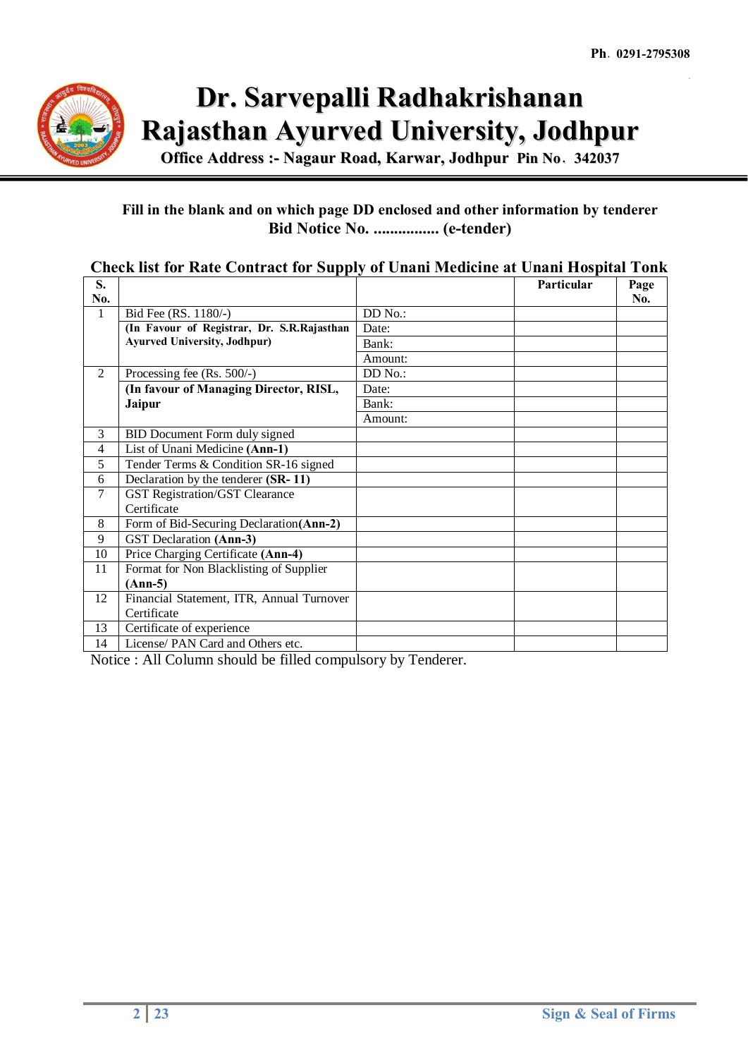Ph. 0291-2795308

# Dr. Sarvepalli Radhakrishanan Rajasthan Ayurved University, Jodhpur

**Office Address :- Nagaur Road, Karwar, Jodhpur Pin No. 342037**

**Fill in the blank and on which page DD enclosed and other information by tenderer**

**Bid Notice No. ................ (e-tender)**

## Check list for Rate Contract for Supply of Unani Medicine at Unani Hospital Tonk

| S. No. | | | Particular | Page No. |
|---|---|---|---|---|
| 1 | Bid Fee (RS. 1180/-) | DD No.: | | |
| | **(In Favour of Registrar, Dr. S.R.Rajasthan Ayurved University, Jodhpur)** | Date: | | |
| | | Bank: | | |
| | | Amount: | | |
| 2 | Processing fee (Rs. 500/-) | DD No.: | | |
| | **(In favour of Managing Director, RISL, Jaipur** | Date: | | |
| | | Bank: | | |
| | | Amount: | | |
| 3 | BID Document Form duly signed | | | |
| 4 | List of Unani Medicine **(Ann-1)** | | | |
| 5 | Tender Terms & Condition SR-16 signed | | | |
| 6 | Declaration by the tenderer **(SR- 11)** | | | |
| 7 | GST Registration/GST Clearance Certificate | | | |
| 8 | Form of Bid-Securing Declaration**(Ann-2)** | | | |
| 9 | GST Declaration **(Ann-3)** | | | |
| 10 | Price Charging Certificate **(Ann-4)** | | | |
| 11 | Format for Non Blacklisting of Supplier **(Ann-5)** | | | |
| 12 | Financial Statement, ITR, Annual Turnover Certificate | | | |
| 13 | Certificate of experience | | | |
| 14 | License/ PAN Card and Others etc. | | | |

Notice : All Column should be filled compulsory by Tenderer.

Sign & Seal of Firms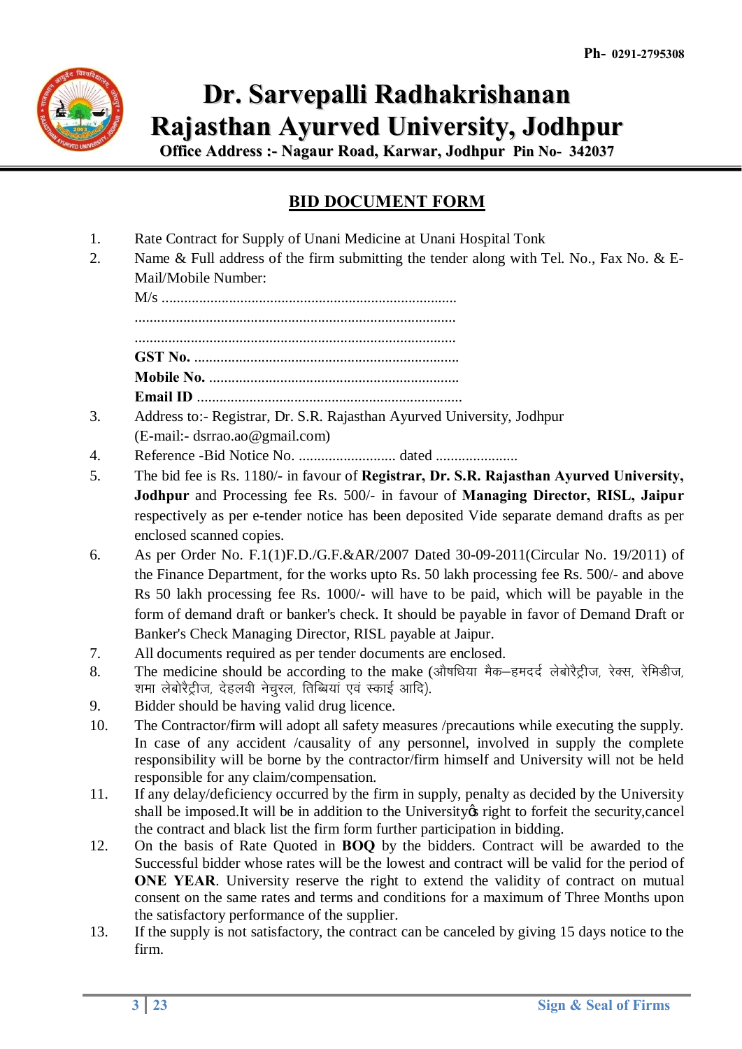Ph- 0291-2795308

# Dr. Sarvepalli Radhakrishanan Rajasthan Ayurved University, Jodhpur

**Office Address :- Nagaur Road, Karwar, Jodhpur Pin No- 342037**

## BID DOCUMENT FORM

1. Rate Contract for Supply of Unani Medicine at Unani Hospital Tonk
2. Name & Full address of the firm submitting the tender along with Tel. No., Fax No. & E-Mail/Mobile Number:
   M/s ...............................................................................
   .....................................................................................
   .....................................................................................
   **GST No.** .......................................................................
   **Mobile No.** ..................................................................
   **Email ID** .......................................................................
3. Address to:- Registrar, Dr. S.R. Rajasthan Ayurved University, Jodhpur (E-mail:- dsrrao.ao@gmail.com)
4. Reference -Bid Notice No. .......................... dated ......................
5. The bid fee is Rs. 1180/- in favour of **Registrar, Dr. S.R. Rajasthan Ayurved University, Jodhpur** and Processing fee Rs. 500/- in favour of **Managing Director, RISL, Jaipur** respectively as per e-tender notice has been deposited Vide separate demand drafts as per enclosed scanned copies.
6. As per Order No. F.1(1)F.D./G.F.&AR/2007 Dated 30-09-2011(Circular No. 19/2011) of the Finance Department, for the works upto Rs. 50 lakh processing fee Rs. 500/- and above Rs 50 lakh processing fee Rs. 1000/- will have to be paid, which will be payable in the form of demand draft or banker's check. It should be payable in favor of Demand Draft or Banker's Check Managing Director, RISL payable at Jaipur.
7. All documents required as per tender documents are enclosed.
8. The medicine should be according to the make (औषधिया मैक–हमदर्द लेबोरैट्रीज, रेक्स, रेमिडीज, शमा लेबोरैट्रीज, देहलवी नेचुरल, तिब्बियां एवं स्काई आदि).
9. Bidder should be having valid drug licence.
10. The Contractor/firm will adopt all safety measures /precautions while executing the supply. In case of any accident /causality of any personnel, involved in supply the complete responsibility will be borne by the contractor/firm himself and University will not be held responsible for any claim/compensation.
11. If any delay/deficiency occurred by the firm in supply, penalty as decided by the University shall be imposed.It will be in addition to the University's right to forfeit the security,cancel the contract and black list the firm form further participation in bidding.
12. On the basis of Rate Quoted in **BOQ** by the bidders. Contract will be awarded to the Successful bidder whose rates will be the lowest and contract will be valid for the period of **ONE YEAR**. University reserve the right to extend the validity of contract on mutual consent on the same rates and terms and conditions for a maximum of Three Months upon the satisfactory performance of the supplier.
13. If the supply is not satisfactory, the contract can be canceled by giving 15 days notice to the firm.

Sign & Seal of Firms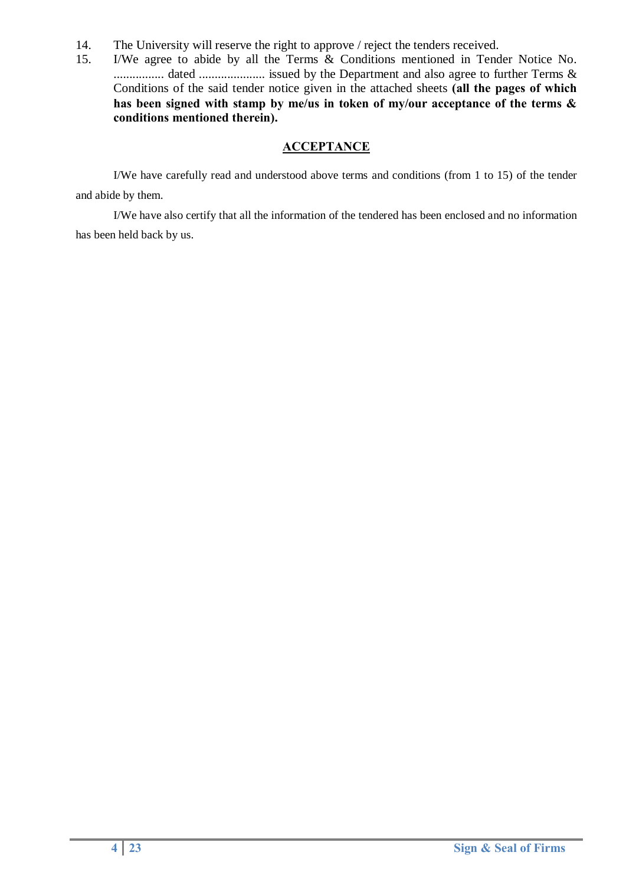14. The University will reserve the right to approve / reject the tenders received.
15. I/We agree to abide by all the Terms & Conditions mentioned in Tender Notice No. ................ dated ..................... issued by the Department and also agree to further Terms & Conditions of the said tender notice given in the attached sheets **(all the pages of which has been signed with stamp by me/us in token of my/our acceptance of the terms & conditions mentioned therein).**

## ACCEPTANCE

I/We have carefully read and understood above terms and conditions (from 1 to 15) of the tender and abide by them.

I/We have also certify that all the information of the tendered has been enclosed and no information has been held back by us.

**Sign & Seal of Firms**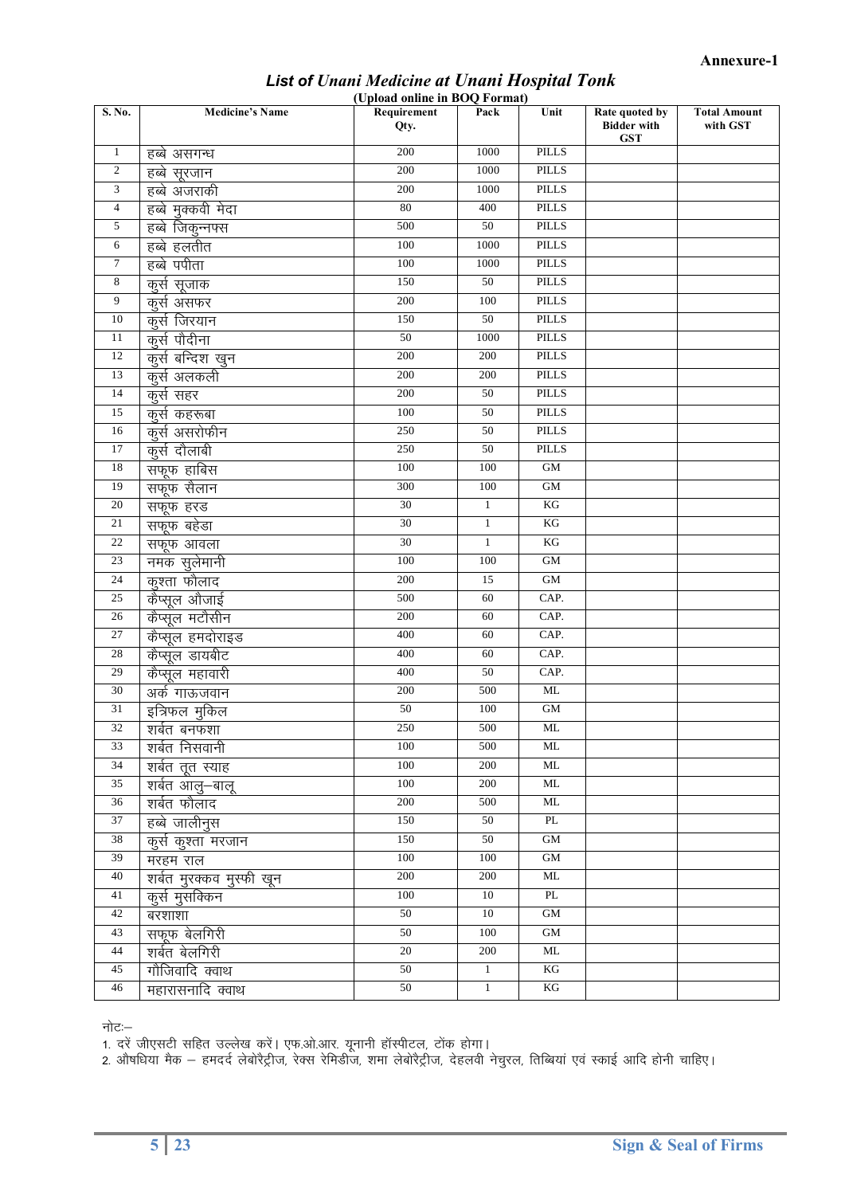**Annexure-1**

## *List of Unani Medicine at Unani Hospital Tonk*

**(Upload online in BOQ Format)**

| S. No. | Medicine's Name | Requirement Qty. | Pack | Unit | Rate quoted by Bidder with GST | Total Amount with GST |
|---|---|---|---|---|---|---|
| 1 | हब्बे असगन्ध | 200 | 1000 | PILLS | | |
| 2 | हब्बे सूरजान | 200 | 1000 | PILLS | | |
| 3 | हब्बे अजराकी | 200 | 1000 | PILLS | | |
| 4 | हब्बे मुक्कवी मेदा | 80 | 400 | PILLS | | |
| 5 | हब्बे जिकुन्नफ्स | 500 | 50 | PILLS | | |
| 6 | हब्बे हलतीत | 100 | 1000 | PILLS | | |
| 7 | हब्बे पपीता | 100 | 1000 | PILLS | | |
| 8 | कुर्स सूजाक | 150 | 50 | PILLS | | |
| 9 | कुर्स असफर | 200 | 100 | PILLS | | |
| 10 | कुर्स जिरयान | 150 | 50 | PILLS | | |
| 11 | कुर्स पौदीना | 50 | 1000 | PILLS | | |
| 12 | कुर्स बन्दिश खुन | 200 | 200 | PILLS | | |
| 13 | कुर्स अलकली | 200 | 200 | PILLS | | |
| 14 | कुर्स सहर | 200 | 50 | PILLS | | |
| 15 | कुर्स कहरूबा | 100 | 50 | PILLS | | |
| 16 | कुर्स असरोफीन | 250 | 50 | PILLS | | |
| 17 | कुर्स दौलाबी | 250 | 50 | PILLS | | |
| 18 | सफूफ हाबिस | 100 | 100 | GM | | |
| 19 | सफूफ सैलान | 300 | 100 | GM | | |
| 20 | सफूफ हरड | 30 | 1 | KG | | |
| 21 | सफूफ बहेडा | 30 | 1 | KG | | |
| 22 | सफूफ आवला | 30 | 1 | KG | | |
| 23 | नमक सुलेमानी | 100 | 100 | GM | | |
| 24 | कुश्ता फौलाद | 200 | 15 | GM | | |
| 25 | कैप्सूल औजाई | 500 | 60 | CAP. | | |
| 26 | कैप्सूल मटौसीन | 200 | 60 | CAP. | | |
| 27 | कैप्सूल हमदोराइड | 400 | 60 | CAP. | | |
| 28 | कैप्सूल डायबीट | 400 | 60 | CAP. | | |
| 29 | कैप्सूल महावारी | 400 | 50 | CAP. | | |
| 30 | अर्क गाऊजवान | 200 | 500 | ML | | |
| 31 | इत्रिफल मुकिल | 50 | 100 | GM | | |
| 32 | शर्बत बनफशा | 250 | 500 | ML | | |
| 33 | शर्बत निसवानी | 100 | 500 | ML | | |
| 34 | शर्बत तूत स्याह | 100 | 200 | ML | | |
| 35 | शर्बत आलु–बालू | 100 | 200 | ML | | |
| 36 | शर्बत फौलाद | 200 | 500 | ML | | |
| 37 | हब्बे जालीनुस | 150 | 50 | PL | | |
| 38 | कुर्स कुश्ता मरजान | 150 | 50 | GM | | |
| 39 | मरहम राल | 100 | 100 | GM | | |
| 40 | शर्बत मुरक्कव मुस्फी खून | 200 | 200 | ML | | |
| 41 | कुर्स मुसक्किन | 100 | 10 | PL | | |
| 42 | बरशाशा | 50 | 10 | GM | | |
| 43 | सफूफ बेलगिरी | 50 | 100 | GM | | |
| 44 | शर्बत बेलगिरी | 20 | 200 | ML | | |
| 45 | गौजिवादि क्वाथ | 50 | 1 | KG | | |
| 46 | महारासनादि क्वाथ | 50 | 1 | KG | | |

नोटः–

1. दरें जीएसटी सहित उल्लेख करें। एफ.ओ.आर. यूनानी हॉस्पीटल, टोंक होगा।
2. औषधिया मैक – हमदर्द लेबोरैट्रीज, रेक्स रेमिडीज, शमा लेबोरैट्रीज, देहलवी नेचुरल, तिब्बियां एवं स्काई आदि होनी चाहिए।

**Sign & Seal of Firms**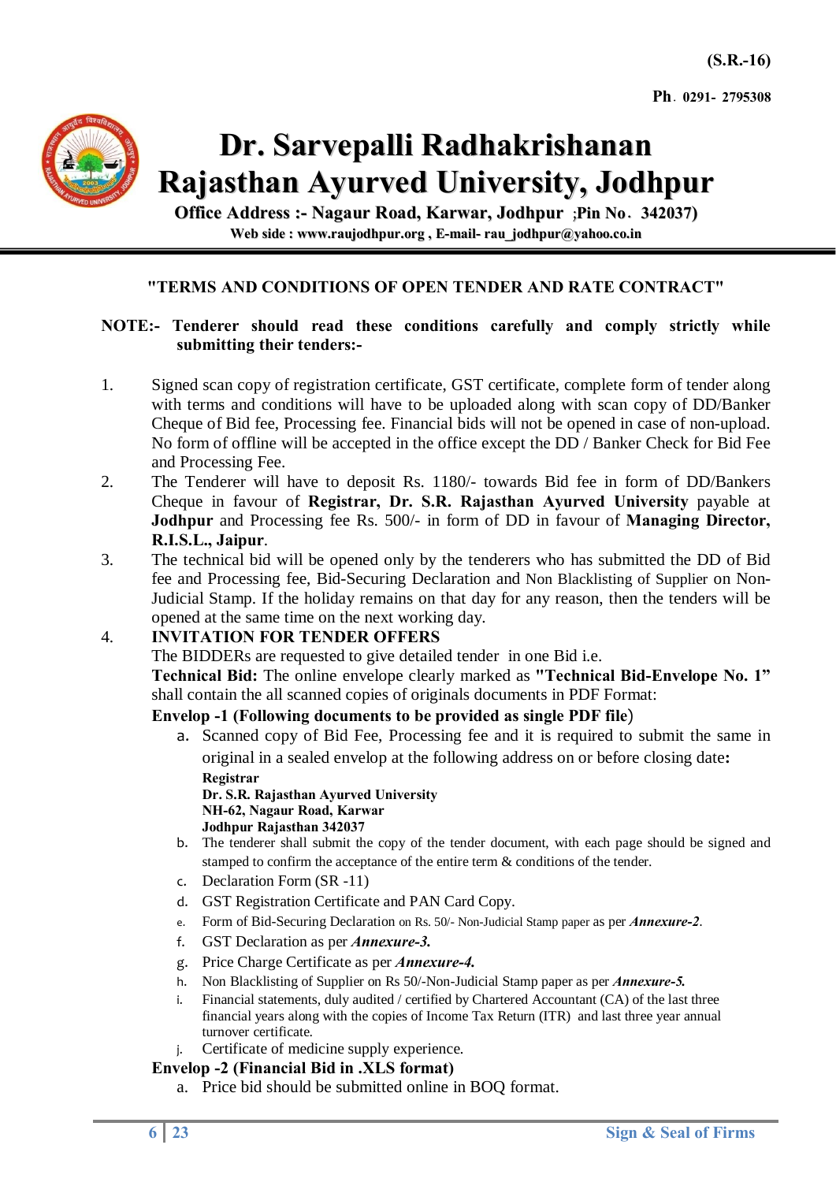(S.R.-16)

Ph. 0291- 2795308

# Dr. Sarvepalli Radhakrishanan Rajasthan Ayurved University, Jodhpur

**Office Address :- Nagaur Road, Karwar, Jodhpur ;Pin No. 342037)**

**Web side : www.raujodhpur.org , E-mail- rau_jodhpur@yahoo.co.in**

## "TERMS AND CONDITIONS OF OPEN TENDER AND RATE CONTRACT"

**NOTE:- Tenderer should read these conditions carefully and comply strictly while submitting their tenders:-**

1. Signed scan copy of registration certificate, GST certificate, complete form of tender along with terms and conditions will have to be uploaded along with scan copy of DD/Banker Cheque of Bid fee, Processing fee. Financial bids will not be opened in case of non-upload. No form of offline will be accepted in the office except the DD / Banker Check for Bid Fee and Processing Fee.
2. The Tenderer will have to deposit Rs. 1180/- towards Bid fee in form of DD/Bankers Cheque in favour of **Registrar, Dr. S.R. Rajasthan Ayurved University** payable at **Jodhpur** and Processing fee Rs. 500/- in form of DD in favour of **Managing Director, R.I.S.L., Jaipur**.
3. The technical bid will be opened only by the tenderers who has submitted the DD of Bid fee and Processing fee, Bid-Securing Declaration and Non Blacklisting of Supplier on Non-Judicial Stamp. If the holiday remains on that day for any reason, then the tenders will be opened at the same time on the next working day.
4. **INVITATION FOR TENDER OFFERS**

   The BIDDERs are requested to give detailed tender in one Bid i.e.

   **Technical Bid:** The online envelope clearly marked as **"Technical Bid-Envelope No. 1"** shall contain the all scanned copies of originals documents in PDF Format:

   **Envelop -1 (Following documents to be provided as single PDF file)**

   a. Scanned copy of Bid Fee, Processing fee and it is required to submit the same in original in a sealed envelop at the following address on or before closing date**:**

      **Registrar**
      **Dr. S.R. Rajasthan Ayurved University**
      **NH-62, Nagaur Road, Karwar**
      **Jodhpur Rajasthan 342037**

   b. The tenderer shall submit the copy of the tender document, with each page should be signed and stamped to confirm the acceptance of the entire term & conditions of the tender.
   c. Declaration Form (SR -11)
   d. GST Registration Certificate and PAN Card Copy.
   e. Form of Bid-Securing Declaration on Rs. 50/- Non-Judicial Stamp paper as per ***Annexure-2***.
   f. GST Declaration as per ***Annexure-3.***
   g. Price Charge Certificate as per ***Annexure-4.***
   h. Non Blacklisting of Supplier on Rs 50/-Non-Judicial Stamp paper as per ***Annexure-5.***
   i. Financial statements, duly audited / certified by Chartered Accountant (CA) of the last three financial years along with the copies of Income Tax Return (ITR) and last three year annual turnover certificate.
   j. Certificate of medicine supply experience.

   **Envelop -2 (Financial Bid in .XLS format)**

   a. Price bid should be submitted online in BOQ format.

Sign & Seal of Firms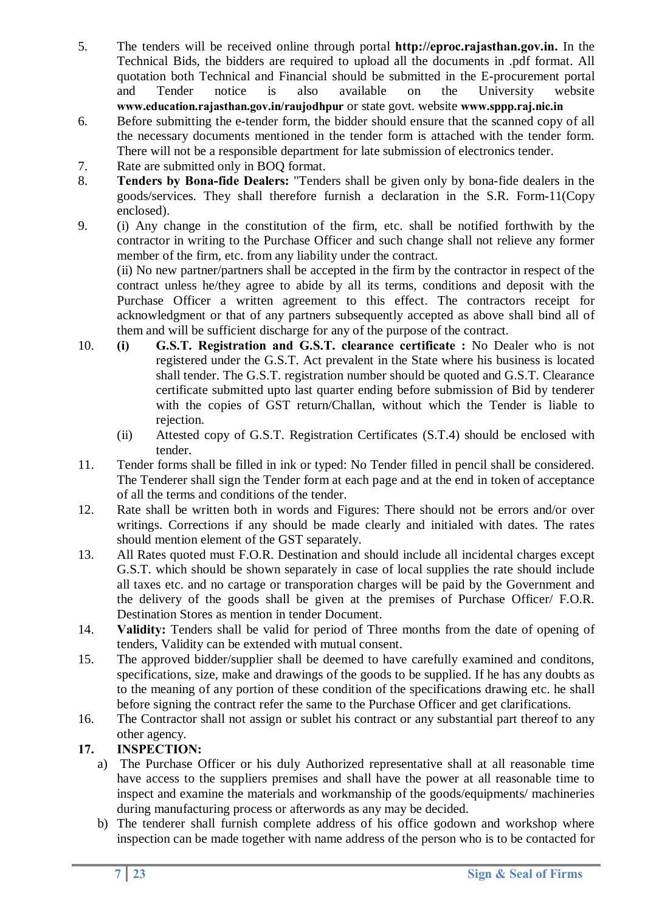5. The tenders will be received online through portal **http://eproc.rajasthan.gov.in.** In the Technical Bids, the bidders are required to upload all the documents in .pdf format. All quotation both Technical and Financial should be submitted in the E-procurement portal and Tender notice is also available on the University website **www.education.rajasthan.gov.in/raujodhpur** or state govt. website **www.sppp.raj.nic.in**
6. Before submitting the e-tender form, the bidder should ensure that the scanned copy of all the necessary documents mentioned in the tender form is attached with the tender form. There will not be a responsible department for late submission of electronics tender.
7. Rate are submitted only in BOQ format.
8. **Tenders by Bona-fide Dealers:** "Tenders shall be given only by bona-fide dealers in the goods/services. They shall therefore furnish a declaration in the S.R. Form-11(Copy enclosed).
9. (i) Any change in the constitution of the firm, etc. shall be notified forthwith by the contractor in writing to the Purchase Officer and such change shall not relieve any former member of the firm, etc. from any liability under the contract.

   (ii) No new partner/partners shall be accepted in the firm by the contractor in respect of the contract unless he/they agree to abide by all its terms, conditions and deposit with the Purchase Officer a written agreement to this effect. The contractors receipt for acknowledgment or that of any partners subsequently accepted as above shall bind all of them and will be sufficient discharge for any of the purpose of the contract.
10. **(i) G.S.T. Registration and G.S.T. clearance certificate :** No Dealer who is not registered under the G.S.T. Act prevalent in the State where his business is located shall tender. The G.S.T. registration number should be quoted and G.S.T. Clearance certificate submitted upto last quarter ending before submission of Bid by tenderer with the copies of GST return/Challan, without which the Tender is liable to rejection.

    (ii) Attested copy of G.S.T. Registration Certificates (S.T.4) should be enclosed with tender.
11. Tender forms shall be filled in ink or typed: No Tender filled in pencil shall be considered. The Tenderer shall sign the Tender form at each page and at the end in token of acceptance of all the terms and conditions of the tender.
12. Rate shall be written both in words and Figures: There should not be errors and/or over writings. Corrections if any should be made clearly and initialed with dates. The rates should mention element of the GST separately.
13. All Rates quoted must F.O.R. Destination and should include all incidental charges except G.S.T. which should be shown separately in case of local supplies the rate should include all taxes etc. and no cartage or transporation charges will be paid by the Government and the delivery of the goods shall be given at the premises of Purchase Officer/ F.O.R. Destination Stores as mention in tender Document.
14. **Validity:** Tenders shall be valid for period of Three months from the date of opening of tenders, Validity can be extended with mutual consent.
15. The approved bidder/supplier shall be deemed to have carefully examined and conditons, specifications, size, make and drawings of the goods to be supplied. If he has any doubts as to the meaning of any portion of these condition of the specifications drawing etc. he shall before signing the contract refer the same to the Purchase Officer and get clarifications.
16. The Contractor shall not assign or sublet his contract or any substantial part thereof to any other agency.

**17. INSPECTION:**

a) The Purchase Officer or his duly Authorized representative shall at all reasonable time have access to the suppliers premises and shall have the power at all reasonable time to inspect and examine the materials and workmanship of the goods/equipments/ machineries during manufacturing process or afterwords as any may be decided.

b) The tenderer shall furnish complete address of his office godown and workshop where inspection can be made together with name address of the person who is to be contacted for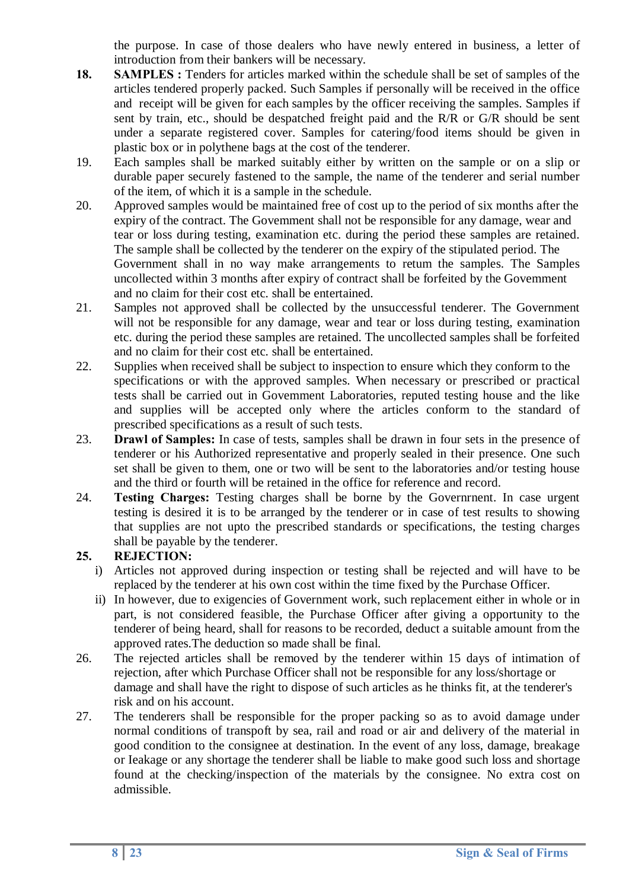the purpose. In case of those dealers who have newly entered in business, a letter of introduction from their bankers will be necessary.

18. **SAMPLES :** Tenders for articles marked within the schedule shall be set of samples of the articles tendered properly packed. Such Samples if personally will be received in the office and receipt will be given for each samples by the officer receiving the samples. Samples if sent by train, etc., should be despatched freight paid and the R/R or G/R should be sent under a separate registered cover. Samples for catering/food items should be given in plastic box or in polythene bags at the cost of the tenderer.

19. Each samples shall be marked suitably either by written on the sample or on a slip or durable paper securely fastened to the sample, the name of the tenderer and serial number of the item, of which it is a sample in the schedule.

20. Approved samples would be maintained free of cost up to the period of six months after the expiry of the contract. The Govemment shall not be responsible for any damage, wear and tear or loss during testing, examination etc. during the period these samples are retained. The sample shall be collected by the tenderer on the expiry of the stipulated period. The Government shall in no way make arrangements to retum the samples. The Samples uncollected within 3 months after expiry of contract shall be forfeited by the Govemment and no claim for their cost etc. shall be entertained.

21. Samples not approved shall be collected by the unsuccessful tenderer. The Government will not be responsible for any damage, wear and tear or loss during testing, examination etc. during the period these samples are retained. The uncollected samples shall be forfeited and no claim for their cost etc. shall be entertained.

22. Supplies when received shall be subject to inspection to ensure which they conform to the specifications or with the approved samples. When necessary or prescribed or practical tests shall be carried out in Govemment Laboratories, reputed testing house and the like and supplies will be accepted only where the articles conform to the standard of prescribed specifications as a result of such tests.

23. **Drawl of Samples:** In case of tests, samples shall be drawn in four sets in the presence of tenderer or his Authorized representative and properly sealed in their presence. One such set shall be given to them, one or two will be sent to the laboratories and/or testing house and the third or fourth will be retained in the office for reference and record.

24. **Testing Charges:** Testing charges shall be borne by the Governrnent. In case urgent testing is desired it is to be arranged by the tenderer or in case of test results to showing that supplies are not upto the prescribed standards or specifications, the testing charges shall be payable by the tenderer.

25. **REJECTION:**
    i) Articles not approved during inspection or testing shall be rejected and will have to be replaced by the tenderer at his own cost within the time fixed by the Purchase Officer.
    ii) In however, due to exigencies of Government work, such replacement either in whole or in part, is not considered feasible, the Purchase Officer after giving a opportunity to the tenderer of being heard, shall for reasons to be recorded, deduct a suitable amount from the approved rates.The deduction so made shall be final.

26. The rejected articles shall be removed by the tenderer within 15 days of intimation of rejection, after which Purchase Officer shall not be responsible for any loss/shortage or damage and shall have the right to dispose of such articles as he thinks fit, at the tenderer's risk and on his account.

27. The tenderers shall be responsible for the proper packing so as to avoid damage under normal conditions of transpoft by sea, rail and road or air and delivery of the material in good condition to the consignee at destination. In the event of any loss, damage, breakage or Ieakage or any shortage the tenderer shall be liable to make good such loss and shortage found at the checking/inspection of the materials by the consignee. No extra cost on admissible.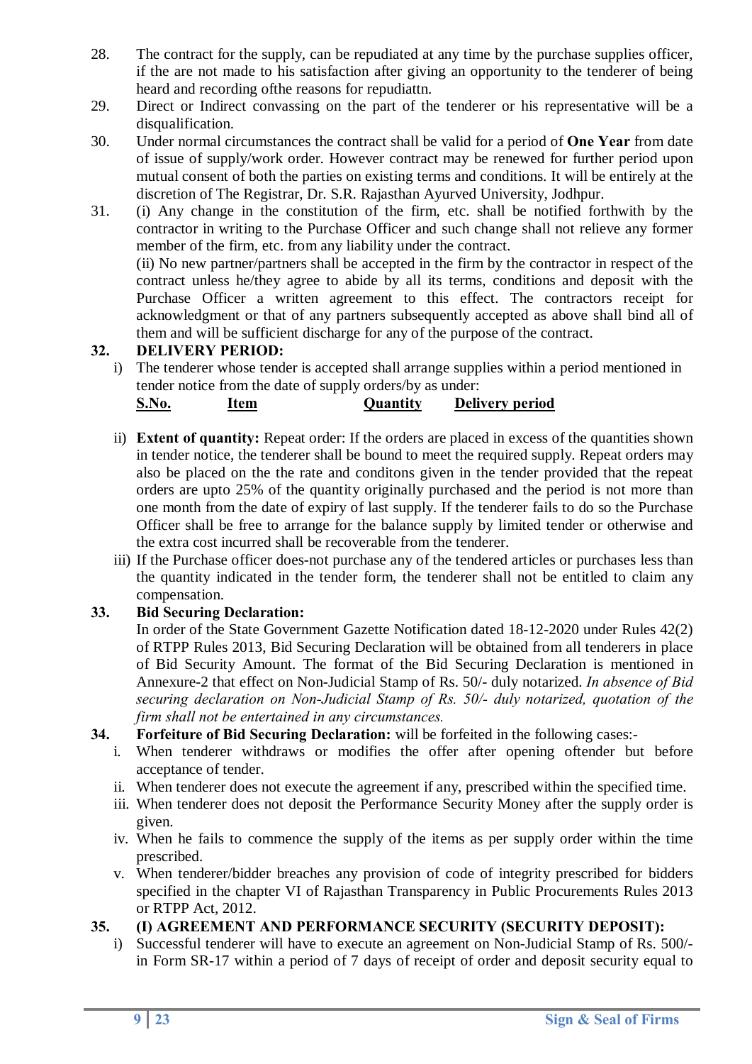28. The contract for the supply, can be repudiated at any time by the purchase supplies officer, if the are not made to his satisfaction after giving an opportunity to the tenderer of being heard and recording ofthe reasons for repudiattn.

29. Direct or Indirect convassing on the part of the tenderer or his representative will be a disqualification.

30. Under normal circumstances the contract shall be valid for a period of **One Year** from date of issue of supply/work order. However contract may be renewed for further period upon mutual consent of both the parties on existing terms and conditions. It will be entirely at the discretion of The Registrar, Dr. S.R. Rajasthan Ayurved University, Jodhpur.

31. (i) Any change in the constitution of the firm, etc. shall be notified forthwith by the contractor in writing to the Purchase Officer and such change shall not relieve any former member of the firm, etc. from any liability under the contract.

    (ii) No new partner/partners shall be accepted in the firm by the contractor in respect of the contract unless he/they agree to abide by all its terms, conditions and deposit with the Purchase Officer a written agreement to this effect. The contractors receipt for acknowledgment or that of any partners subsequently accepted as above shall bind all of them and will be sufficient discharge for any of the purpose of the contract.

**32. DELIVERY PERIOD:**

i) The tenderer whose tender is accepted shall arrange supplies within a period mentioned in tender notice from the date of supply orders/by as under:

| S.No. | Item | Quantity | Delivery period |
|---|---|---|---|

ii) **Extent of quantity:** Repeat order: If the orders are placed in excess of the quantities shown in tender notice, the tenderer shall be bound to meet the required supply. Repeat orders may also be placed on the the rate and conditons given in the tender provided that the repeat orders are upto 25% of the quantity originally purchased and the period is not more than one month from the date of expiry of last supply. If the tenderer fails to do so the Purchase Officer shall be free to arrange for the balance supply by limited tender or otherwise and the extra cost incurred shall be recoverable from the tenderer.

iii) If the Purchase officer does-not purchase any of the tendered articles or purchases less than the quantity indicated in the tender form, the tenderer shall not be entitled to claim any compensation.

**33. Bid Securing Declaration:**

In order of the State Government Gazette Notification dated 18-12-2020 under Rules 42(2) of RTPP Rules 2013, Bid Securing Declaration will be obtained from all tenderers in place of Bid Security Amount. The format of the Bid Securing Declaration is mentioned in Annexure-2 that effect on Non-Judicial Stamp of Rs. 50/- duly notarized. *In absence of Bid securing declaration on Non-Judicial Stamp of Rs. 50/- duly notarized, quotation of the firm shall not be entertained in any circumstances.*

**34. Forfeiture of Bid Securing Declaration:** will be forfeited in the following cases:-

i. When tenderer withdraws or modifies the offer after opening oftender but before acceptance of tender.
ii. When tenderer does not execute the agreement if any, prescribed within the specified time.
iii. When tenderer does not deposit the Performance Security Money after the supply order is given.
iv. When he fails to commence the supply of the items as per supply order within the time prescribed.
v. When tenderer/bidder breaches any provision of code of integrity prescribed for bidders specified in the chapter VI of Rajasthan Transparency in Public Procurements Rules 2013 or RTPP Act, 2012.

**35. (I) AGREEMENT AND PERFORMANCE SECURITY (SECURITY DEPOSIT):**

i) Successful tenderer will have to execute an agreement on Non-Judicial Stamp of Rs. 500/- in Form SR-17 within a period of 7 days of receipt of order and deposit security equal to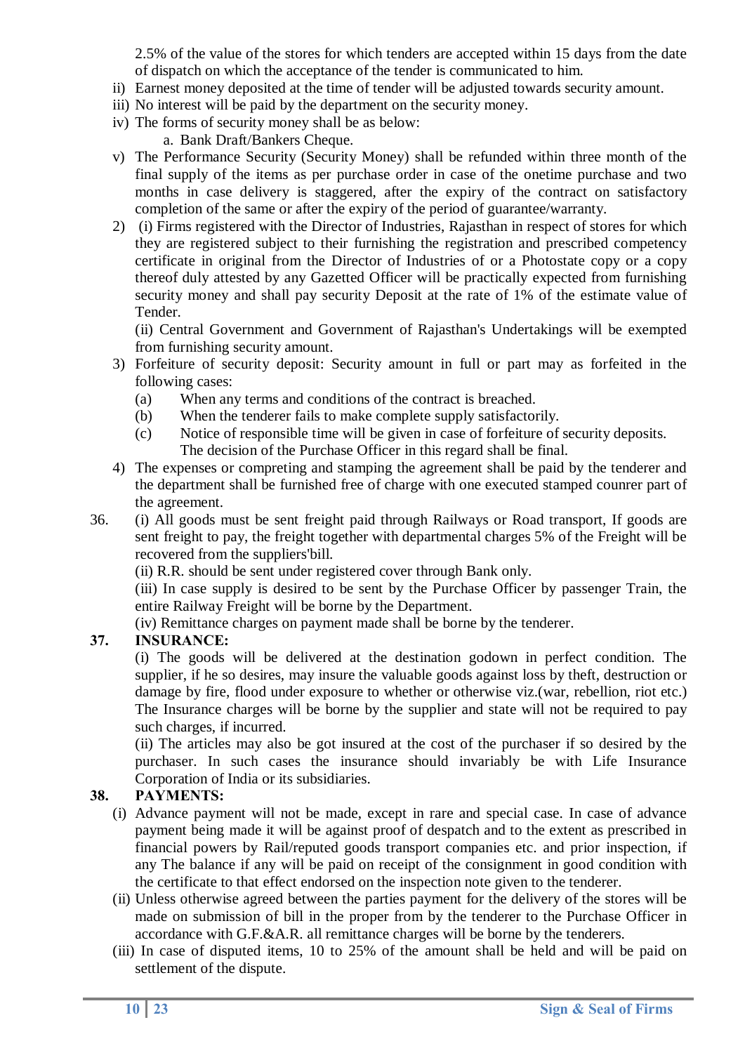2.5% of the value of the stores for which tenders are accepted within 15 days from the date of dispatch on which the acceptance of the tender is communicated to him.

ii) Earnest money deposited at the time of tender will be adjusted towards security amount.
iii) No interest will be paid by the department on the security money.
iv) The forms of security money shall be as below:
    a. Bank Draft/Bankers Cheque.
v) The Performance Security (Security Money) shall be refunded within three month of the final supply of the items as per purchase order in case of the onetime purchase and two months in case delivery is staggered, after the expiry of the contract on satisfactory completion of the same or after the expiry of the period of guarantee/warranty.

2) (i) Firms registered with the Director of Industries, Rajasthan in respect of stores for which they are registered subject to their furnishing the registration and prescribed competency certificate in original from the Director of Industries of or a Photostate copy or a copy thereof duly attested by any Gazetted Officer will be practically expected from furnishing security money and shall pay security Deposit at the rate of 1% of the estimate value of Tender.

   (ii) Central Government and Government of Rajasthan's Undertakings will be exempted from furnishing security amount.

3) Forfeiture of security deposit: Security amount in full or part may as forfeited in the following cases:
   (a) When any terms and conditions of the contract is breached.
   (b) When the tenderer fails to make complete supply satisfactorily.
   (c) Notice of responsible time will be given in case of forfeiture of security deposits. The decision of the Purchase Officer in this regard shall be final.

4) The expenses or compreting and stamping the agreement shall be paid by the tenderer and the department shall be furnished free of charge with one executed stamped counrer part of the agreement.

36. (i) All goods must be sent freight paid through Railways or Road transport, If goods are sent freight to pay, the freight together with departmental charges 5% of the Freight will be recovered from the suppliers'bill.

(ii) R.R. should be sent under registered cover through Bank only.

(iii) In case supply is desired to be sent by the Purchase Officer by passenger Train, the entire Railway Freight will be borne by the Department.

(iv) Remittance charges on payment made shall be borne by the tenderer.

**37. INSURANCE:**

(i) The goods will be delivered at the destination godown in perfect condition. The supplier, if he so desires, may insure the valuable goods against loss by theft, destruction or damage by fire, flood under exposure to whether or otherwise viz.(war, rebellion, riot etc.) The Insurance charges will be borne by the supplier and state will not be required to pay such charges, if incurred.

(ii) The articles may also be got insured at the cost of the purchaser if so desired by the purchaser. In such cases the insurance should invariably be with Life Insurance Corporation of India or its subsidiaries.

**38. PAYMENTS:**

(i) Advance payment will not be made, except in rare and special case. In case of advance payment being made it will be against proof of despatch and to the extent as prescribed in financial powers by Rail/reputed goods transport companies etc. and prior inspection, if any The balance if any will be paid on receipt of the consignment in good condition with the certificate to that effect endorsed on the inspection note given to the tenderer.

(ii) Unless otherwise agreed between the parties payment for the delivery of the stores will be made on submission of bill in the proper from by the tenderer to the Purchase Officer in accordance with G.F.&A.R. all remittance charges will be borne by the tenderers.

(iii) In case of disputed items, 10 to 25% of the amount shall be held and will be paid on settlement of the dispute.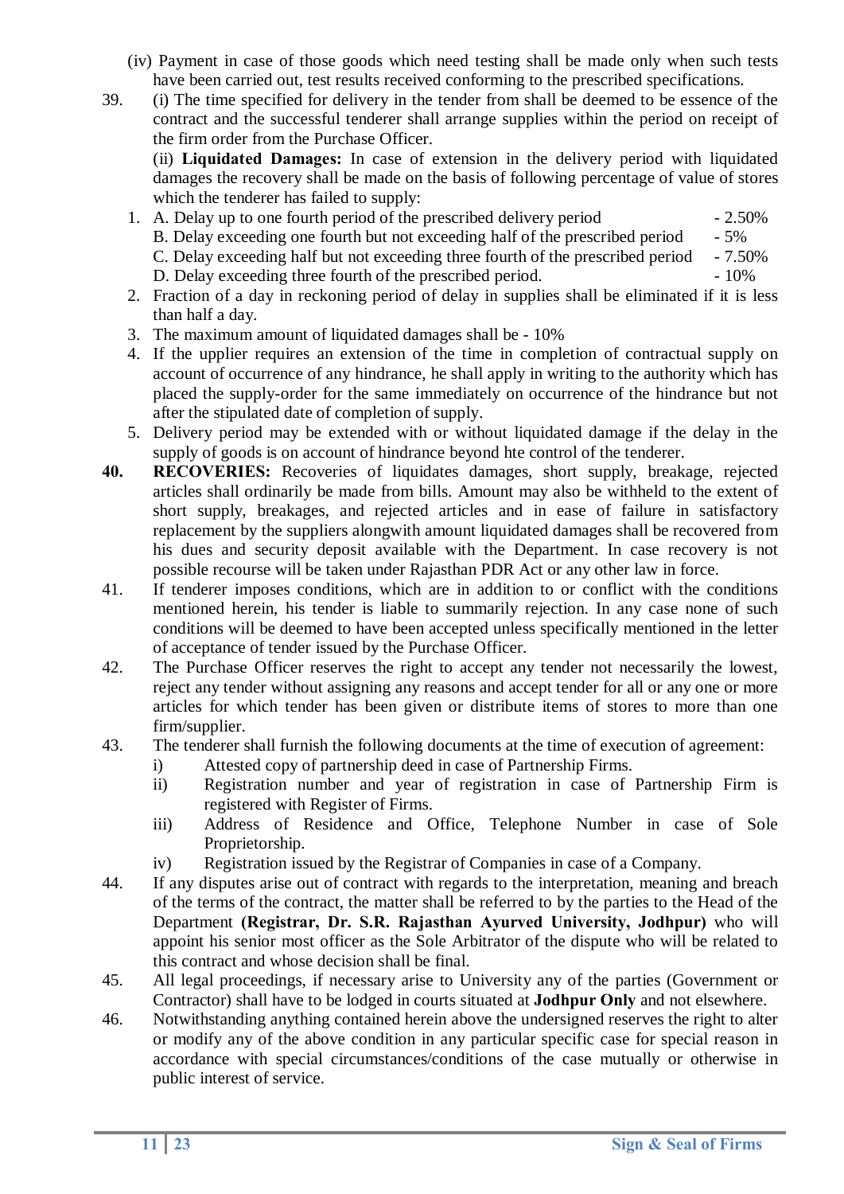(iv) Payment in case of those goods which need testing shall be made only when such tests have been carried out, test results received conforming to the prescribed specifications.

39. (i) The time specified for delivery in the tender from shall be deemed to be essence of the contract and the successful tenderer shall arrange supplies within the period on receipt of the firm order from the Purchase Officer.

    (ii) **Liquidated Damages:** In case of extension in the delivery period with liquidated damages the recovery shall be made on the basis of following percentage of value of stores which the tenderer has failed to supply:

    1. A. Delay up to one fourth period of the prescribed delivery period - 2.50%
       B. Delay exceeding one fourth but not exceeding half of the prescribed period - 5%
       C. Delay exceeding half but not exceeding three fourth of the prescribed period - 7.50%
       D. Delay exceeding three fourth of the prescribed period. - 10%
    2. Fraction of a day in reckoning period of delay in supplies shall be eliminated if it is less than half a day.
    3. The maximum amount of liquidated damages shall be - 10%
    4. If the upplier requires an extension of the time in completion of contractual supply on account of occurrence of any hindrance, he shall apply in writing to the authority which has placed the supply-order for the same immediately on occurrence of the hindrance but not after the stipulated date of completion of supply.
    5. Delivery period may be extended with or without liquidated damage if the delay in the supply of goods is on account of hindrance beyond hte control of the tenderer.

**40.** **RECOVERIES:** Recoveries of liquidates damages, short supply, breakage, rejected articles shall ordinarily be made from bills. Amount may also be withheld to the extent of short supply, breakages, and rejected articles and in ease of failure in satisfactory replacement by the suppliers alongwith amount liquidated damages shall be recovered from his dues and security deposit available with the Department. In case recovery is not possible recourse will be taken under Rajasthan PDR Act or any other law in force.

41. If tenderer imposes conditions, which are in addition to or conflict with the conditions mentioned herein, his tender is liable to summarily rejection. In any case none of such conditions will be deemed to have been accepted unless specifically mentioned in the letter of acceptance of tender issued by the Purchase Officer.

42. The Purchase Officer reserves the right to accept any tender not necessarily the lowest, reject any tender without assigning any reasons and accept tender for all or any one or more articles for which tender has been given or distribute items of stores to more than one firm/supplier.

43. The tenderer shall furnish the following documents at the time of execution of agreement:
    i) Attested copy of partnership deed in case of Partnership Firms.
    ii) Registration number and year of registration in case of Partnership Firm is registered with Register of Firms.
    iii) Address of Residence and Office, Telephone Number in case of Sole Proprietorship.
    iv) Registration issued by the Registrar of Companies in case of a Company.

44. If any disputes arise out of contract with regards to the interpretation, meaning and breach of the terms of the contract, the matter shall be referred to by the parties to the Head of the Department **(Registrar, Dr. S.R. Rajasthan Ayurved University, Jodhpur)** who will appoint his senior most officer as the Sole Arbitrator of the dispute who will be related to this contract and whose decision shall be final.

45. All legal proceedings, if necessary arise to University any of the parties (Government or Contractor) shall have to be lodged in courts situated at **Jodhpur Only** and not elsewhere.

46. Notwithstanding anything contained herein above the undersigned reserves the right to alter or modify any of the above condition in any particular specific case for special reason in accordance with special circumstances/conditions of the case mutually or otherwise in public interest of service.

**Sign & Seal of Firms**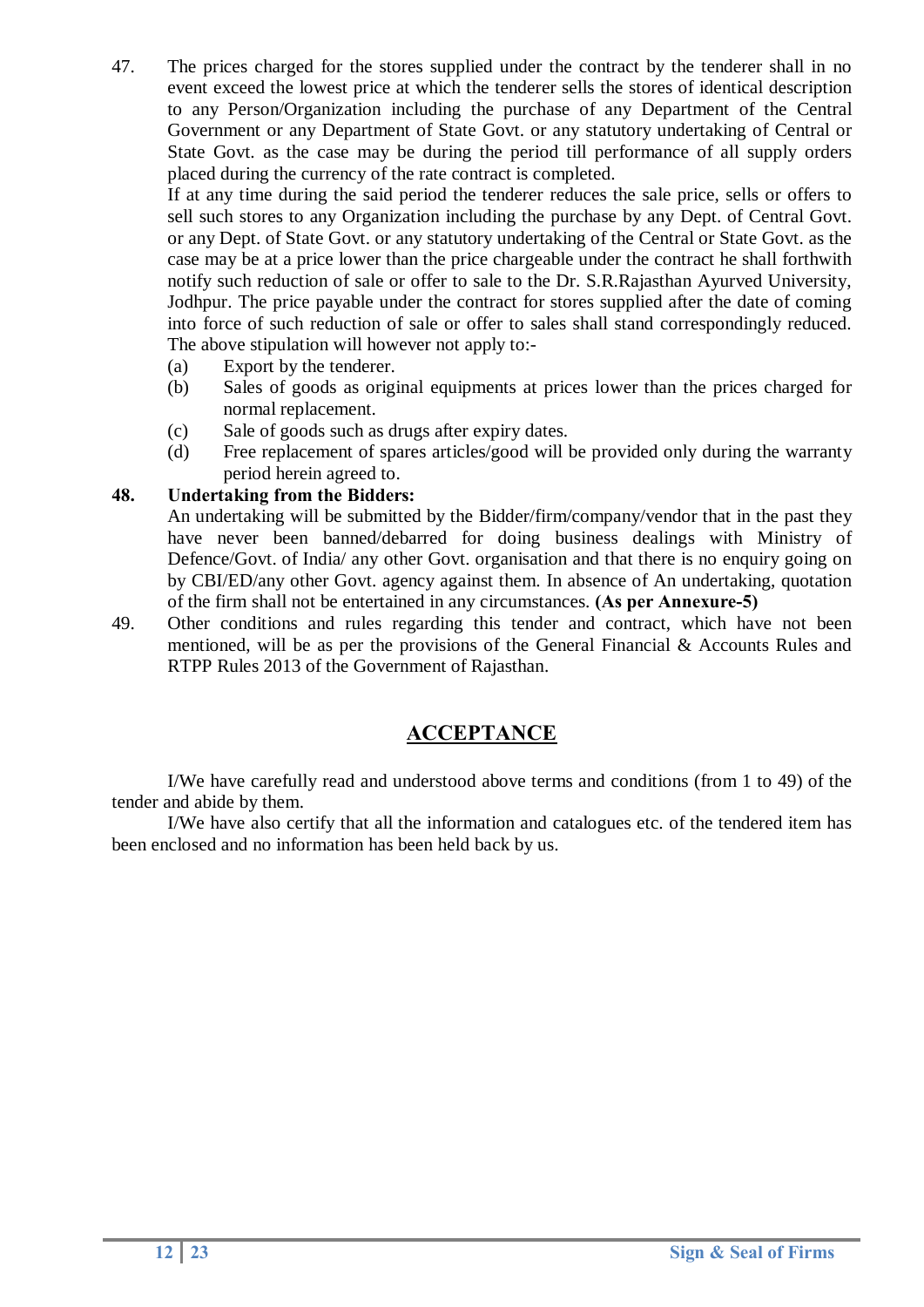47. The prices charged for the stores supplied under the contract by the tenderer shall in no event exceed the lowest price at which the tenderer sells the stores of identical description to any Person/Organization including the purchase of any Department of the Central Government or any Department of State Govt. or any statutory undertaking of Central or State Govt. as the case may be during the period till performance of all supply orders placed during the currency of the rate contract is completed.

    If at any time during the said period the tenderer reduces the sale price, sells or offers to sell such stores to any Organization including the purchase by any Dept. of Central Govt. or any Dept. of State Govt. or any statutory undertaking of the Central or State Govt. as the case may be at a price lower than the price chargeable under the contract he shall forthwith notify such reduction of sale or offer to sale to the Dr. S.R.Rajasthan Ayurved University, Jodhpur. The price payable under the contract for stores supplied after the date of coming into force of such reduction of sale or offer to sales shall stand correspondingly reduced. The above stipulation will however not apply to:-

    (a) Export by the tenderer.
    (b) Sales of goods as original equipments at prices lower than the prices charged for normal replacement.
    (c) Sale of goods such as drugs after expiry dates.
    (d) Free replacement of spares articles/good will be provided only during the warranty period herein agreed to.

**48. Undertaking from the Bidders:**

An undertaking will be submitted by the Bidder/firm/company/vendor that in the past they have never been banned/debarred for doing business dealings with Ministry of Defence/Govt. of India/ any other Govt. organisation and that there is no enquiry going on by CBI/ED/any other Govt. agency against them. In absence of An undertaking, quotation of the firm shall not be entertained in any circumstances. **(As per Annexure-5)**

49. Other conditions and rules regarding this tender and contract, which have not been mentioned, will be as per the provisions of the General Financial & Accounts Rules and RTPP Rules 2013 of the Government of Rajasthan.

## ACCEPTANCE

I/We have carefully read and understood above terms and conditions (from 1 to 49) of the tender and abide by them.

I/We have also certify that all the information and catalogues etc. of the tendered item has been enclosed and no information has been held back by us.

Sign & Seal of Firms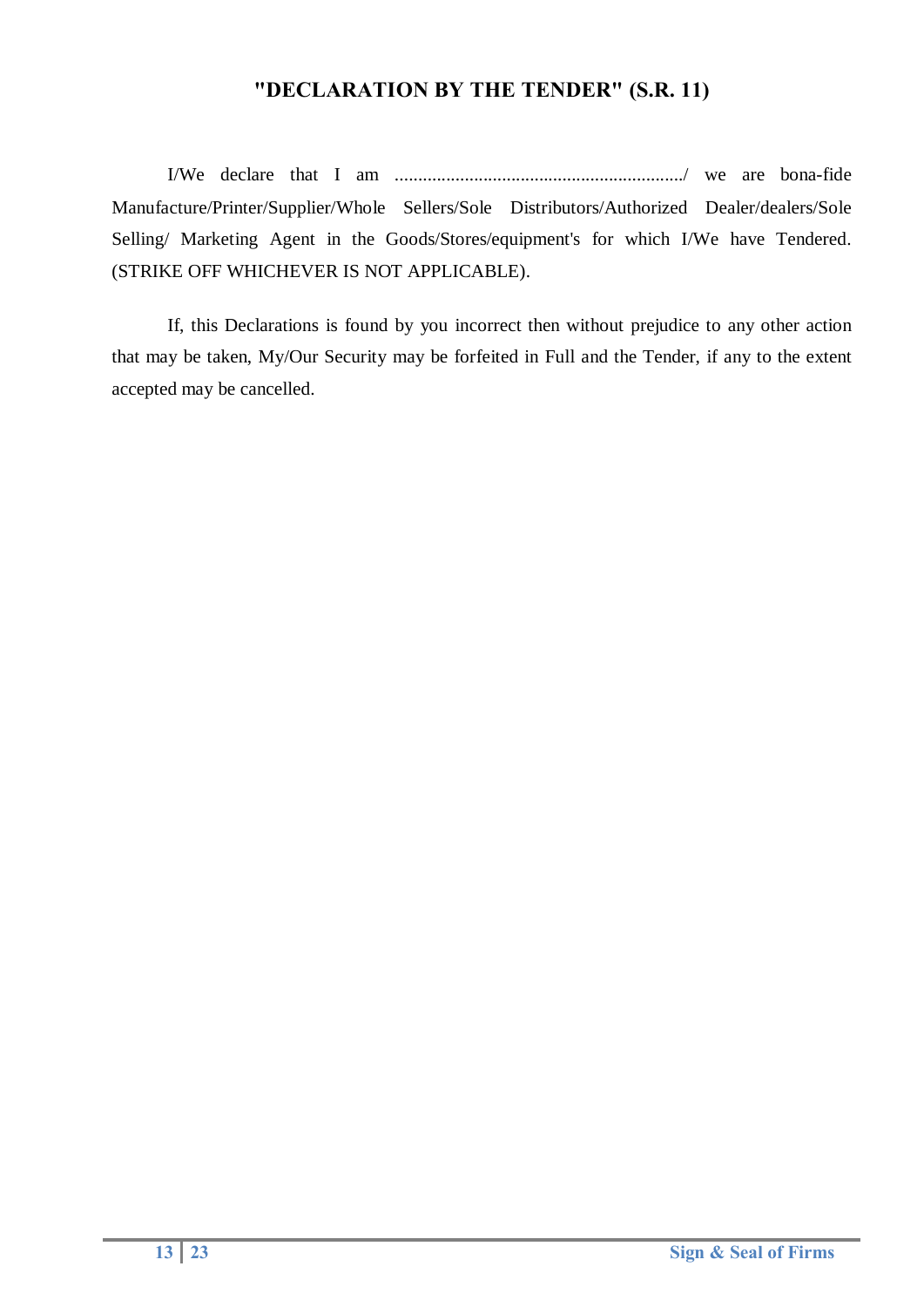## "DECLARATION BY THE TENDER" (S.R. 11)

I/We declare that I am ............................................................./ we are bona-fide Manufacture/Printer/Supplier/Whole Sellers/Sole Distributors/Authorized Dealer/dealers/Sole Selling/ Marketing Agent in the Goods/Stores/equipment's for which I/We have Tendered. (STRIKE OFF WHICHEVER IS NOT APPLICABLE).

If, this Declarations is found by you incorrect then without prejudice to any other action that may be taken, My/Our Security may be forfeited in Full and the Tender, if any to the extent accepted may be cancelled.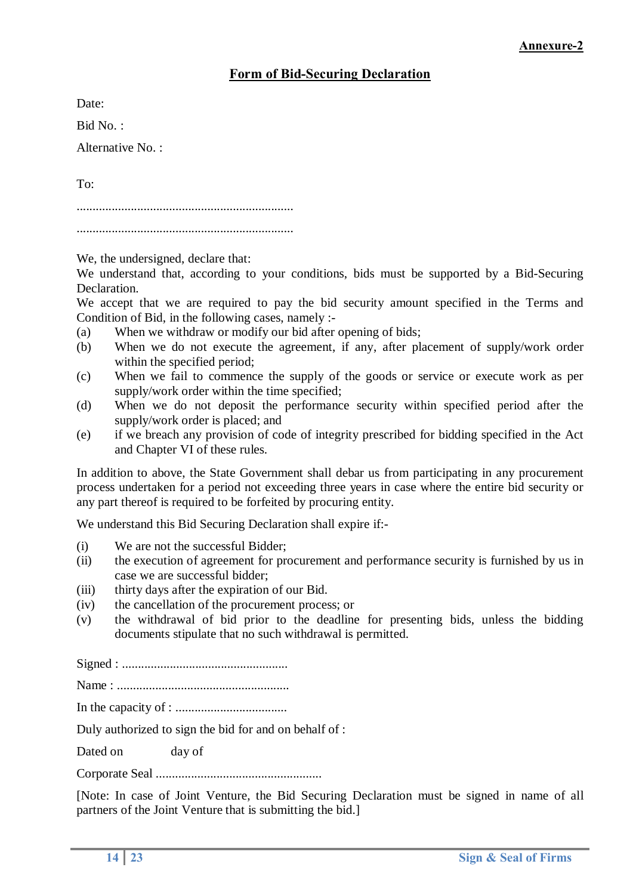**Annexure-2**

## Form of Bid-Securing Declaration

Date:

Bid No. :

Alternative No. :

To:

....................................................................

....................................................................

We, the undersigned, declare that:

We understand that, according to your conditions, bids must be supported by a Bid-Securing Declaration.

We accept that we are required to pay the bid security amount specified in the Terms and Condition of Bid, in the following cases, namely :-

(a) When we withdraw or modify our bid after opening of bids;

(b) When we do not execute the agreement, if any, after placement of supply/work order within the specified period;

(c) When we fail to commence the supply of the goods or service or execute work as per supply/work order within the time specified;

(d) When we do not deposit the performance security within specified period after the supply/work order is placed; and

(e) if we breach any provision of code of integrity prescribed for bidding specified in the Act and Chapter VI of these rules.

In addition to above, the State Government shall debar us from participating in any procurement process undertaken for a period not exceeding three years in case where the entire bid security or any part thereof is required to be forfeited by procuring entity.

We understand this Bid Securing Declaration shall expire if:-

(i) We are not the successful Bidder;

(ii) the execution of agreement for procurement and performance security is furnished by us in case we are successful bidder;

(iii) thirty days after the expiration of our Bid.

(iv) the cancellation of the procurement process; or

(v) the withdrawal of bid prior to the deadline for presenting bids, unless the bidding documents stipulate that no such withdrawal is permitted.

Signed : ....................................................

Name : ......................................................

In the capacity of : ...................................

Duly authorized to sign the bid for and on behalf of :

Dated on day of

Corporate Seal ....................................................

[Note: In case of Joint Venture, the Bid Securing Declaration must be signed in name of all partners of the Joint Venture that is submitting the bid.]

Sign & Seal of Firms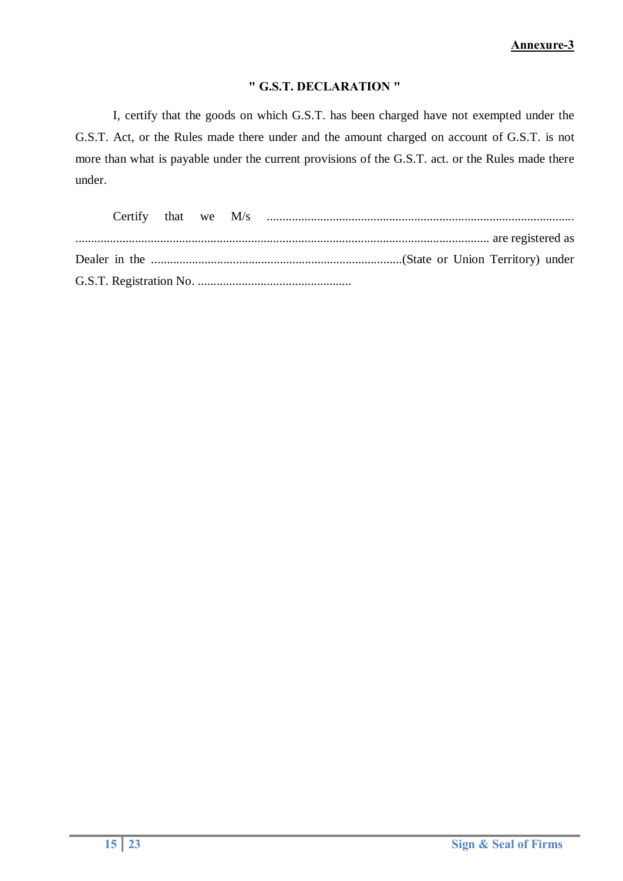**Annexure-3**

## " G.S.T. DECLARATION "

I, certify that the goods on which G.S.T. has been charged have not exempted under the G.S.T. Act, or the Rules made there under and the amount charged on account of G.S.T. is not more than what is payable under the current provisions of the G.S.T. act. or the Rules made there under.

Certify that we M/s ..................................................................................................... ...................................................................................................................................... are registered as Dealer in the ................................................................................(State or Union Territory) under G.S.T. Registration No. .................................................

Sign & Seal of Firms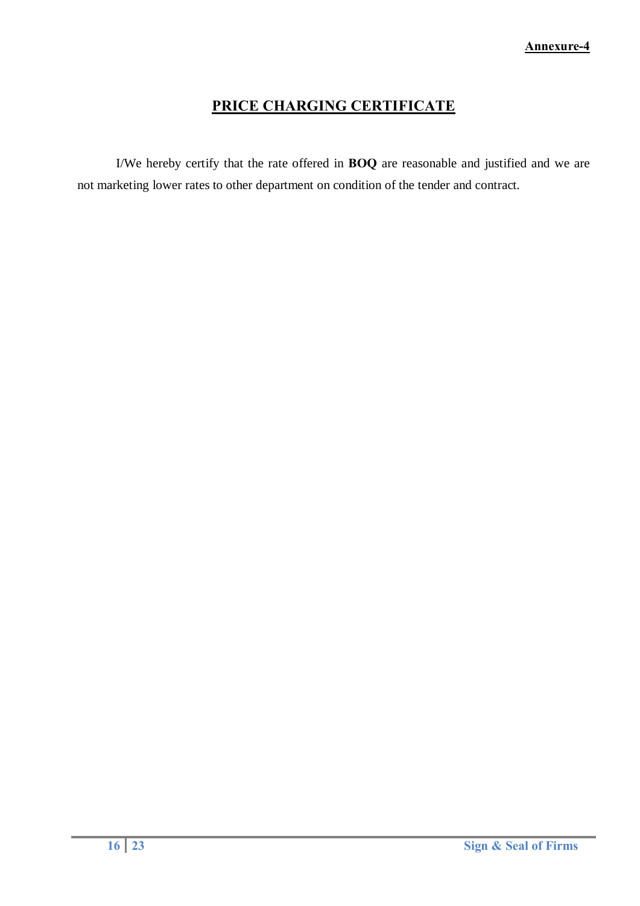**Annexure-4**

# PRICE CHARGING CERTIFICATE

I/We hereby certify that the rate offered in **BOQ** are reasonable and justified and we are not marketing lower rates to other department on condition of the tender and contract.

**Sign & Seal of Firms**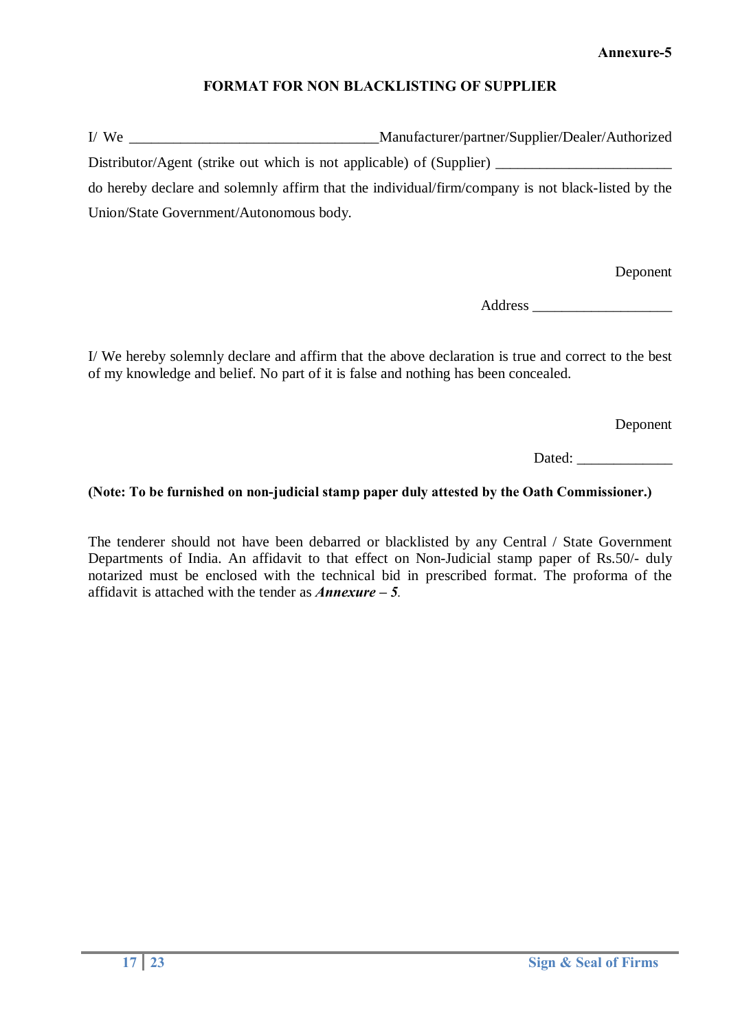**Annexure-5**

## FORMAT FOR NON BLACKLISTING OF SUPPLIER

I/ We ________________________________Manufacturer/partner/Supplier/Dealer/Authorized Distributor/Agent (strike out which is not applicable) of (Supplier) ________________________ do hereby declare and solemnly affirm that the individual/firm/company is not black-listed by the Union/State Government/Autonomous body.

Deponent

Address ___________________

I/ We hereby solemnly declare and affirm that the above declaration is true and correct to the best of my knowledge and belief. No part of it is false and nothing has been concealed.

Deponent

Dated: _____________

**(Note: To be furnished on non-judicial stamp paper duly attested by the Oath Commissioner.)**

The tenderer should not have been debarred or blacklisted by any Central / State Government Departments of India. An affidavit to that effect on Non-Judicial stamp paper of Rs.50/- duly notarized must be enclosed with the technical bid in prescribed format. The proforma of the affidavit is attached with the tender as ***Annexure – 5***.

Sign & Seal of Firms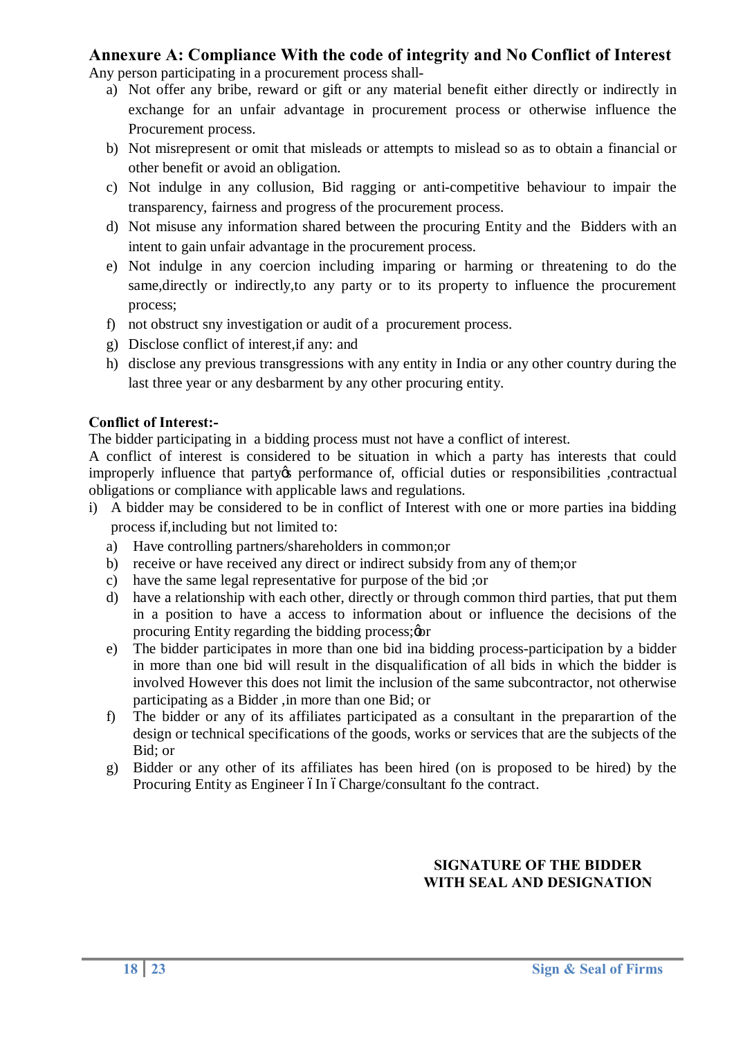## Annexure A: Compliance With the code of integrity and No Conflict of Interest

Any person participating in a procurement process shall-

a) Not offer any bribe, reward or gift or any material benefit either directly or indirectly in exchange for an unfair advantage in procurement process or otherwise influence the Procurement process.
b) Not misrepresent or omit that misleads or attempts to mislead so as to obtain a financial or other benefit or avoid an obligation.
c) Not indulge in any collusion, Bid ragging or anti-competitive behaviour to impair the transparency, fairness and progress of the procurement process.
d) Not misuse any information shared between the procuring Entity and the Bidders with an intent to gain unfair advantage in the procurement process.
e) Not indulge in any coercion including imparing or harming or threatening to do the same,directly or indirectly,to any party or to its property to influence the procurement process;
f) not obstruct sny investigation or audit of a procurement process.
g) Disclose conflict of interest,if any: and
h) disclose any previous transgressions with any entity in India or any other country during the last three year or any desbarment by any other procuring entity.

**Conflict of Interest:-**

The bidder participating in a bidding process must not have a conflict of interest.

A conflict of interest is considered to be situation in which a party has interests that could improperly influence that party's performance of, official duties or responsibilities ,contractual obligations or compliance with applicable laws and regulations.

i) A bidder may be considered to be in conflict of Interest with one or more parties ina bidding process if,including but not limited to:
   a) Have controlling partners/shareholders in common;or
   b) receive or have received any direct or indirect subsidy from any of them;or
   c) have the same legal representative for purpose of the bid ;or
   d) have a relationship with each other, directly or through common third parties, that put them in a position to have a access to information about or influence the decisions of the procuring Entity regarding the bidding process;'or
   e) The bidder participates in more than one bid ina bidding process-participation by a bidder in more than one bid will result in the disqualification of all bids in which the bidder is involved However this does not limit the inclusion of the same subcontractor, not otherwise participating as a Bidder ,in more than one Bid; or
   f) The bidder or any of its affiliates participated as a consultant in the preparartion of the design or technical specifications of the goods, works or services that are the subjects of the Bid; or
   g) Bidder or any other of its affiliates has been hired (on is proposed to be hired) by the Procuring Entity as Engineer – In – Charge/consultant fo the contract.

**SIGNATURE OF THE BIDDER**
**WITH SEAL AND DESIGNATION**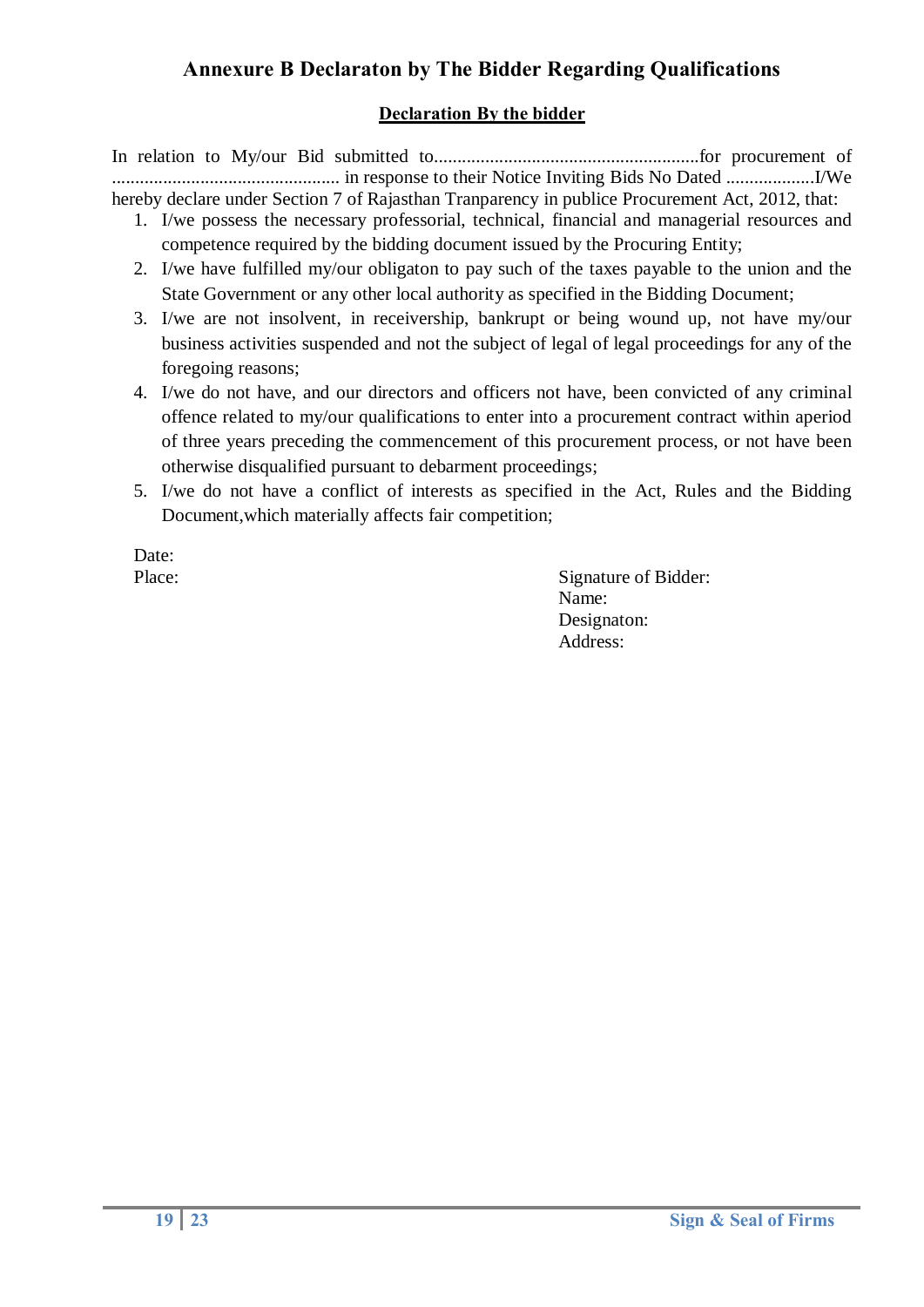# Annexure B Declaraton by The Bidder Regarding Qualifications

**Declaration By the bidder**

In relation to My/our Bid submitted to.........................................................for procurement of ................................................ in response to their Notice Inviting Bids No Dated ...................I/We hereby declare under Section 7 of Rajasthan Tranparency in publice Procurement Act, 2012, that:

1. I/we possess the necessary professorial, technical, financial and managerial resources and competence required by the bidding document issued by the Procuring Entity;
2. I/we have fulfilled my/our obligaton to pay such of the taxes payable to the union and the State Government or any other local authority as specified in the Bidding Document;
3. I/we are not insolvent, in receivership, bankrupt or being wound up, not have my/our business activities suspended and not the subject of legal of legal proceedings for any of the foregoing reasons;
4. I/we do not have, and our directors and officers not have, been convicted of any criminal offence related to my/our qualifications to enter into a procurement contract within aperiod of three years preceding the commencement of this procurement process, or not have been otherwise disqualified pursuant to debarment proceedings;
5. I/we do not have a conflict of interests as specified in the Act, Rules and the Bidding Document,which materially affects fair competition;

Date:

Place:

Signature of Bidder:
Name:
Designaton:
Address:

Sign & Seal of Firms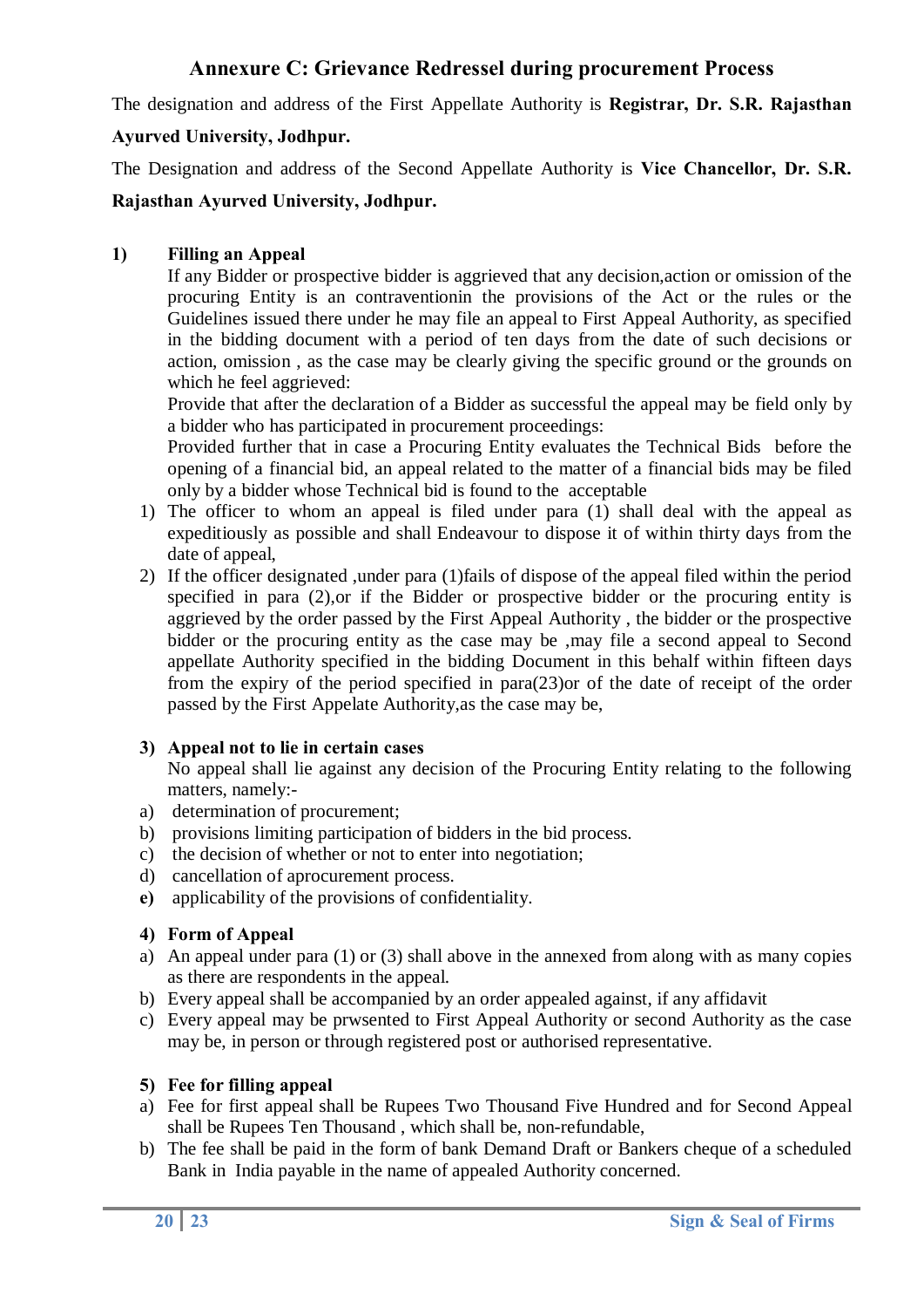# Annexure C: Grievance Redressel during procurement Process

The designation and address of the First Appellate Authority is **Registrar, Dr. S.R. Rajasthan Ayurved University, Jodhpur.**

The Designation and address of the Second Appellate Authority is **Vice Chancellor, Dr. S.R. Rajasthan Ayurved University, Jodhpur.**

**1) Filling an Appeal**

If any Bidder or prospective bidder is aggrieved that any decision,action or omission of the procuring Entity is an contraventionin the provisions of the Act or the rules or the Guidelines issued there under he may file an appeal to First Appeal Authority, as specified in the bidding document with a period of ten days from the date of such decisions or action, omission , as the case may be clearly giving the specific ground or the grounds on which he feel aggrieved:

Provide that after the declaration of a Bidder as successful the appeal may be field only by a bidder who has participated in procurement proceedings:

Provided further that in case a Procuring Entity evaluates the Technical Bids before the opening of a financial bid, an appeal related to the matter of a financial bids may be filed only by a bidder whose Technical bid is found to the acceptable

1) The officer to whom an appeal is filed under para (1) shall deal with the appeal as expeditiously as possible and shall Endeavour to dispose it of within thirty days from the date of appeal,
2) If the officer designated ,under para (1)fails of dispose of the appeal filed within the period specified in para (2),or if the Bidder or prospective bidder or the procuring entity is aggrieved by the order passed by the First Appeal Authority , the bidder or the prospective bidder or the procuring entity as the case may be ,may file a second appeal to Second appellate Authority specified in the bidding Document in this behalf within fifteen days from the expiry of the period specified in para(23)or of the date of receipt of the order passed by the First Appelate Authority,as the case may be,

**3) Appeal not to lie in certain cases**

No appeal shall lie against any decision of the Procuring Entity relating to the following matters, namely:-

a) determination of procurement;
b) provisions limiting participation of bidders in the bid process.
c) the decision of whether or not to enter into negotiation;
d) cancellation of aprocurement process.
**e)** applicability of the provisions of confidentiality.

**4) Form of Appeal**

a) An appeal under para (1) or (3) shall above in the annexed from along with as many copies as there are respondents in the appeal.
b) Every appeal shall be accompanied by an order appealed against, if any affidavit
c) Every appeal may be prwsented to First Appeal Authority or second Authority as the case may be, in person or through registered post or authorised representative.

**5) Fee for filling appeal**

a) Fee for first appeal shall be Rupees Two Thousand Five Hundred and for Second Appeal shall be Rupees Ten Thousand , which shall be, non-refundable,
b) The fee shall be paid in the form of bank Demand Draft or Bankers cheque of a scheduled Bank in India payable in the name of appealed Authority concerned.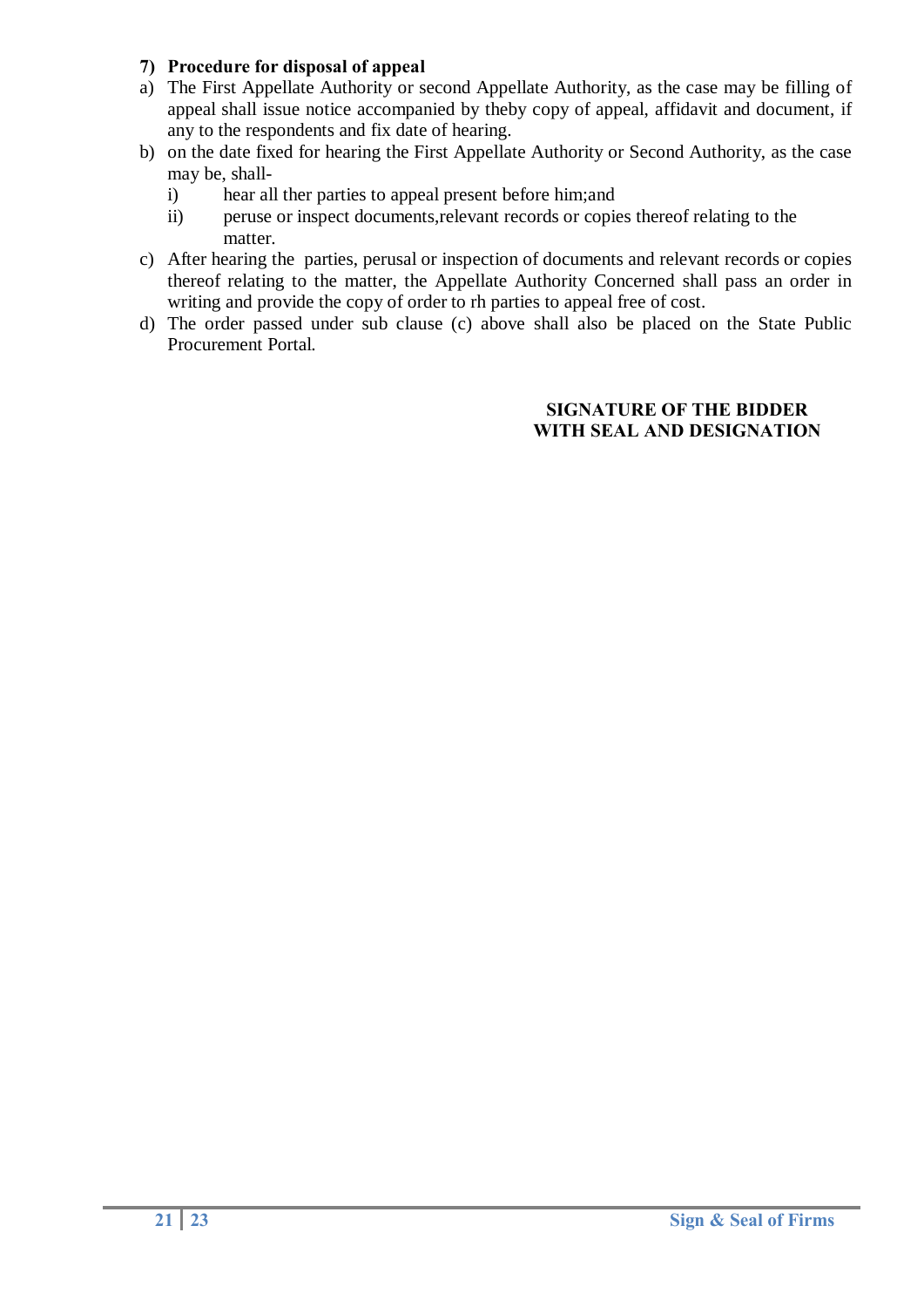**7) Procedure for disposal of appeal**

a) The First Appellate Authority or second Appellate Authority, as the case may be filling of appeal shall issue notice accompanied by theby copy of appeal, affidavit and document, if any to the respondents and fix date of hearing.

b) on the date fixed for hearing the First Appellate Authority or Second Authority, as the case may be, shall-

   i) hear all ther parties to appeal present before him;and

   ii) peruse or inspect documents,relevant records or copies thereof relating to the matter.

c) After hearing the parties, perusal or inspection of documents and relevant records or copies thereof relating to the matter, the Appellate Authority Concerned shall pass an order in writing and provide the copy of order to rh parties to appeal free of cost.

d) The order passed under sub clause (c) above shall also be placed on the State Public Procurement Portal.

**SIGNATURE OF THE BIDDER**
**WITH SEAL AND DESIGNATION**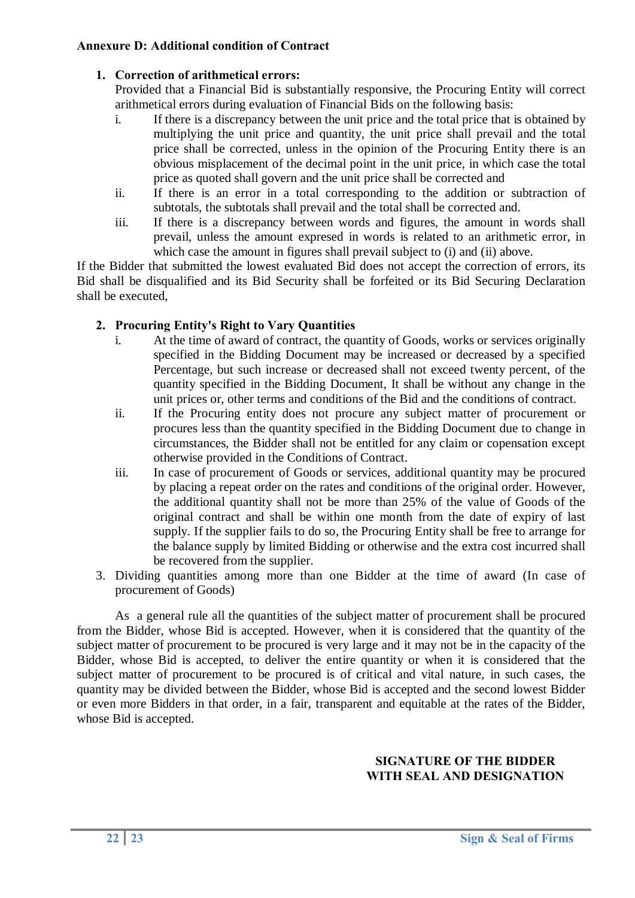**Annexure D: Additional condition of Contract**

1. **Correction of arithmetical errors:**
   Provided that a Financial Bid is substantially responsive, the Procuring Entity will correct arithmetical errors during evaluation of Financial Bids on the following basis:
   i. If there is a discrepancy between the unit price and the total price that is obtained by multiplying the unit price and quantity, the unit price shall prevail and the total price shall be corrected, unless in the opinion of the Procuring Entity there is an obvious misplacement of the decimal point in the unit price, in which case the total price as quoted shall govern and the unit price shall be corrected and
   ii. If there is an error in a total corresponding to the addition or subtraction of subtotals, the subtotals shall prevail and the total shall be corrected and.
   iii. If there is a discrepancy between words and figures, the amount in words shall prevail, unless the amount expresed in words is related to an arithmetic error, in which case the amount in figures shall prevail subject to (i) and (ii) above.

If the Bidder that submitted the lowest evaluated Bid does not accept the correction of errors, its Bid shall be disqualified and its Bid Security shall be forfeited or its Bid Securing Declaration shall be executed,

2. **Procuring Entity's Right to Vary Quantities**
   i. At the time of award of contract, the quantity of Goods, works or services originally specified in the Bidding Document may be increased or decreased by a specified Percentage, but such increase or decreased shall not exceed twenty percent, of the quantity specified in the Bidding Document, It shall be without any change in the unit prices or, other terms and conditions of the Bid and the conditions of contract.
   ii. If the Procuring entity does not procure any subject matter of procurement or procures less than the quantity specified in the Bidding Document due to change in circumstances, the Bidder shall not be entitled for any claim or copensation except otherwise provided in the Conditions of Contract.
   iii. In case of procurement of Goods or services, additional quantity may be procured by placing a repeat order on the rates and conditions of the original order. However, the additional quantity shall not be more than 25% of the value of Goods of the original contract and shall be within one month from the date of expiry of last supply. If the supplier fails to do so, the Procuring Entity shall be free to arrange for the balance supply by limited Bidding or otherwise and the extra cost incurred shall be recovered from the supplier.

3. Dividing quantities among more than one Bidder at the time of award (In case of procurement of Goods)

As a general rule all the quantities of the subject matter of procurement shall be procured from the Bidder, whose Bid is accepted. However, when it is considered that the quantity of the subject matter of procurement to be procured is very large and it may not be in the capacity of the Bidder, whose Bid is accepted, to deliver the entire quantity or when it is considered that the subject matter of procurement to be procured is of critical and vital nature, in such cases, the quantity may be divided between the Bidder, whose Bid is accepted and the second lowest Bidder or even more Bidders in that order, in a fair, transparent and equitable at the rates of the Bidder, whose Bid is accepted.

**SIGNATURE OF THE BIDDER**
**WITH SEAL AND DESIGNATION**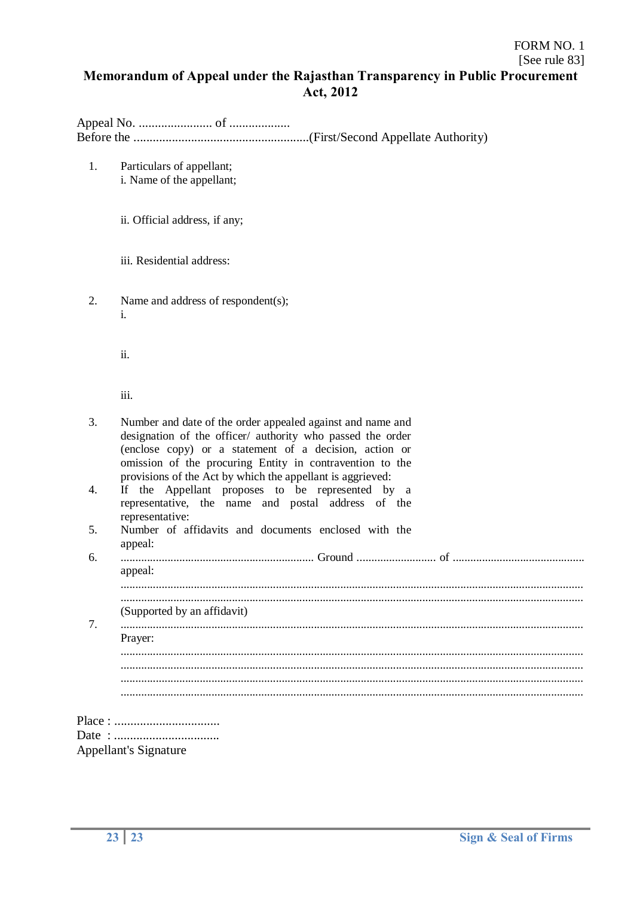FORM NO. 1
[See rule 83]

## Memorandum of Appeal under the Rajasthan Transparency in Public Procurement Act, 2012

Appeal No. ....................... of ...................
Before the .......................................................(First/Second Appellate Authority)

1. Particulars of appellant;
   i. Name of the appellant;

   ii. Official address, if any;

   iii. Residential address:

2. Name and address of respondent(s);
   i.

   ii.

   iii.

3. Number and date of the order appealed against and name and designation of the officer/ authority who passed the order (enclose copy) or a statement of a decision, action or omission of the procuring Entity in contravention to the provisions of the Act by which the appellant is aggrieved:
4. If the Appellant proposes to be represented by a representative, the name and postal address of the representative:
5. Number of affidavits and documents enclosed with the appeal:
6. ................................................................. Ground .......................... of ............................................ appeal:
   ..........................................................................................................................................
   ..........................................................................................................................................
   (Supported by an affidavit)
7. ..........................................................................................................................................
   Prayer:
   ..........................................................................................................................................
   ..........................................................................................................................................
   ..........................................................................................................................................
   ..........................................................................................................................................

Place : .................................
Date : .................................
Appellant's Signature

Sign & Seal of Firms